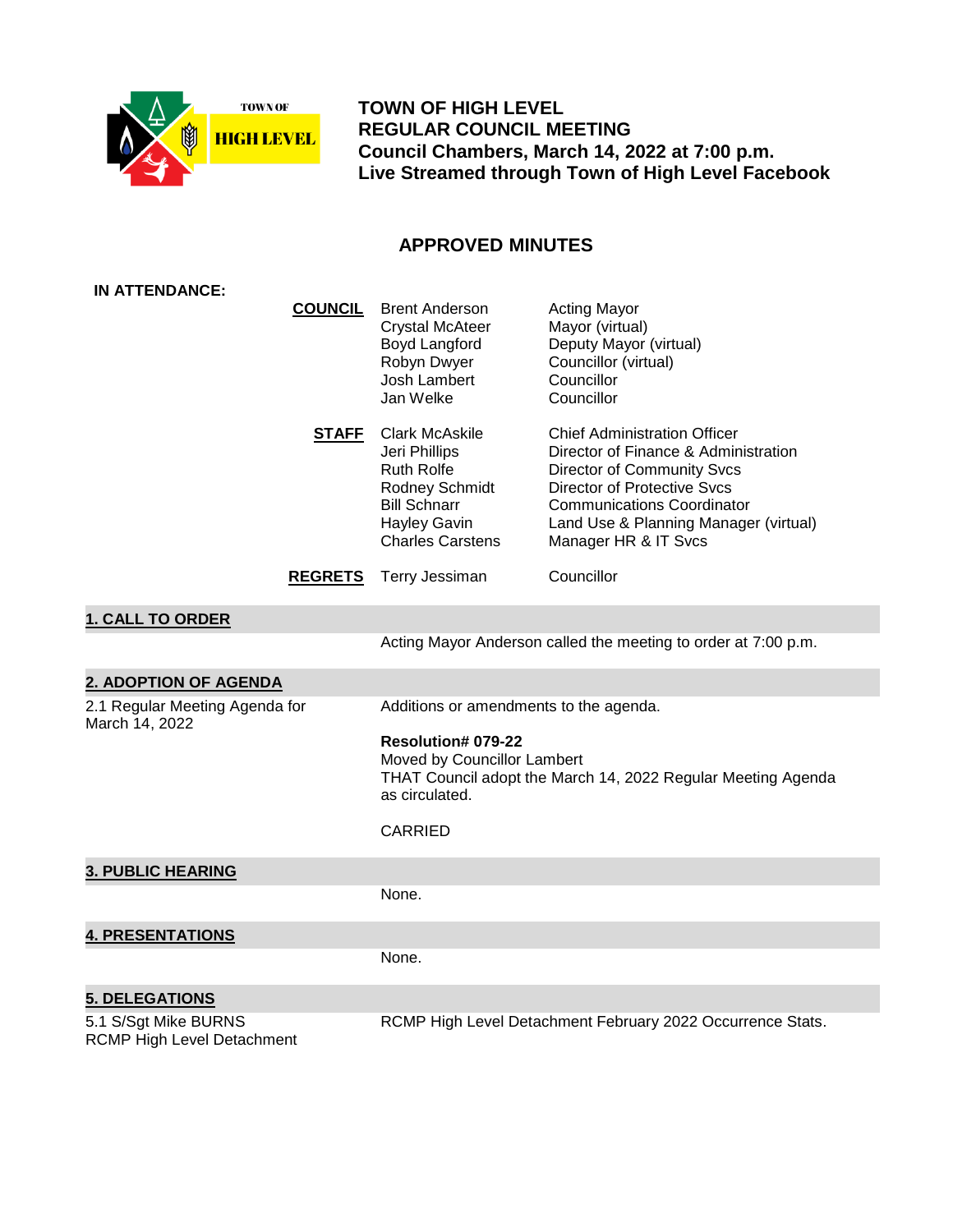TOWN OF HIGH LEVEL

# TOWN OF HIGH LEVEL
## REGULAR COUNCIL MEETING
**Council Chambers, March 14, 2022 at 7:00 p.m.**
**Live Streamed through Town of High Level Facebook**

## APPROVED MINUTES

**IN ATTENDANCE:**

| | | |
|---|---|---|
| **COUNCIL** | Brent Anderson | Acting Mayor |
| | Crystal McAteer | Mayor (virtual) |
| | Boyd Langford | Deputy Mayor (virtual) |
| | Robyn Dwyer | Councillor (virtual) |
| | Josh Lambert | Councillor |
| | Jan Welke | Councillor |
| **STAFF** | Clark McAskile | Chief Administration Officer |
| | Jeri Phillips | Director of Finance & Administration |
| | Ruth Rolfe | Director of Community Svcs |
| | Rodney Schmidt | Director of Protective Svcs |
| | Bill Schnarr | Communications Coordinator |
| | Hayley Gavin | Land Use & Planning Manager (virtual) |
| | Charles Carstens | Manager HR & IT Svcs |
| **REGRETS** | Terry Jessiman | Councillor |

### 1. CALL TO ORDER

Acting Mayor Anderson called the meeting to order at 7:00 p.m.

### 2. ADOPTION OF AGENDA

**2.1 Regular Meeting Agenda for March 14, 2022**

Additions or amendments to the agenda.

**Resolution# 079-22**
Moved by Councillor Lambert
THAT Council adopt the March 14, 2022 Regular Meeting Agenda as circulated.

CARRIED

### 3. PUBLIC HEARING

None.

### 4. PRESENTATIONS

None.

### 5. DELEGATIONS

**5.1 S/Sgt Mike BURNS RCMP High Level Detachment**

RCMP High Level Detachment February 2022 Occurrence Stats.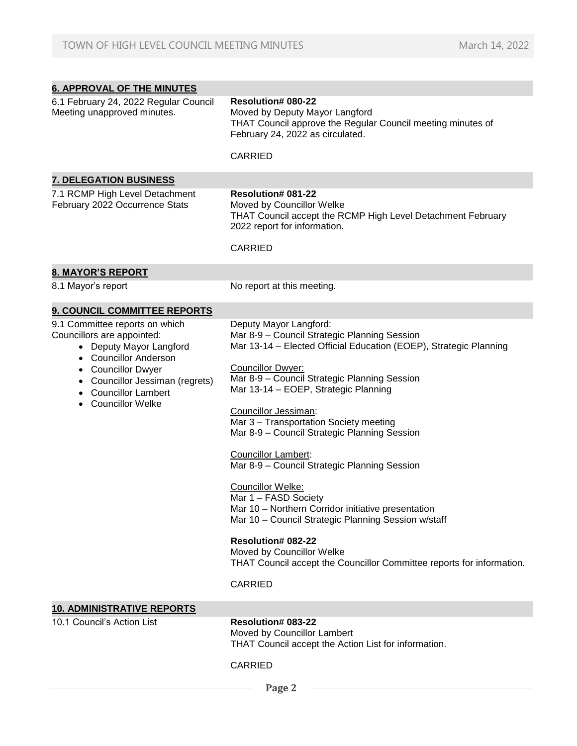## 6. APPROVAL OF THE MINUTES

6.1 February 24, 2022 Regular Council Meeting unapproved minutes.

**Resolution# 080-22**
Moved by Deputy Mayor Langford
THAT Council approve the Regular Council meeting minutes of February 24, 2022 as circulated.

CARRIED

## 7. DELEGATION BUSINESS

7.1 RCMP High Level Detachment February 2022 Occurrence Stats

**Resolution# 081-22**
Moved by Councillor Welke
THAT Council accept the RCMP High Level Detachment February 2022 report for information.

CARRIED

## 8. MAYOR'S REPORT

8.1 Mayor's report

No report at this meeting.

## 9. COUNCIL COMMITTEE REPORTS

9.1 Committee reports on which Councillors are appointed:

- Deputy Mayor Langford
- Councillor Anderson
- Councillor Dwyer
- Councillor Jessiman (regrets)
- Councillor Lambert
- Councillor Welke

Deputy Mayor Langford:
Mar 8-9 – Council Strategic Planning Session
Mar 13-14 – Elected Official Education (EOEP), Strategic Planning

Councillor Dwyer:
Mar 8-9 – Council Strategic Planning Session
Mar 13-14 – EOEP, Strategic Planning

Councillor Jessiman:
Mar 3 – Transportation Society meeting
Mar 8-9 – Council Strategic Planning Session

Councillor Lambert:
Mar 8-9 – Council Strategic Planning Session

Councillor Welke:
Mar 1 – FASD Society
Mar 10 – Northern Corridor initiative presentation
Mar 10 – Council Strategic Planning Session w/staff

**Resolution# 082-22**
Moved by Councillor Welke
THAT Council accept the Councillor Committee reports for information.

CARRIED

## 10. ADMINISTRATIVE REPORTS

10.1 Council's Action List

**Resolution# 083-22**
Moved by Councillor Lambert
THAT Council accept the Action List for information.

CARRIED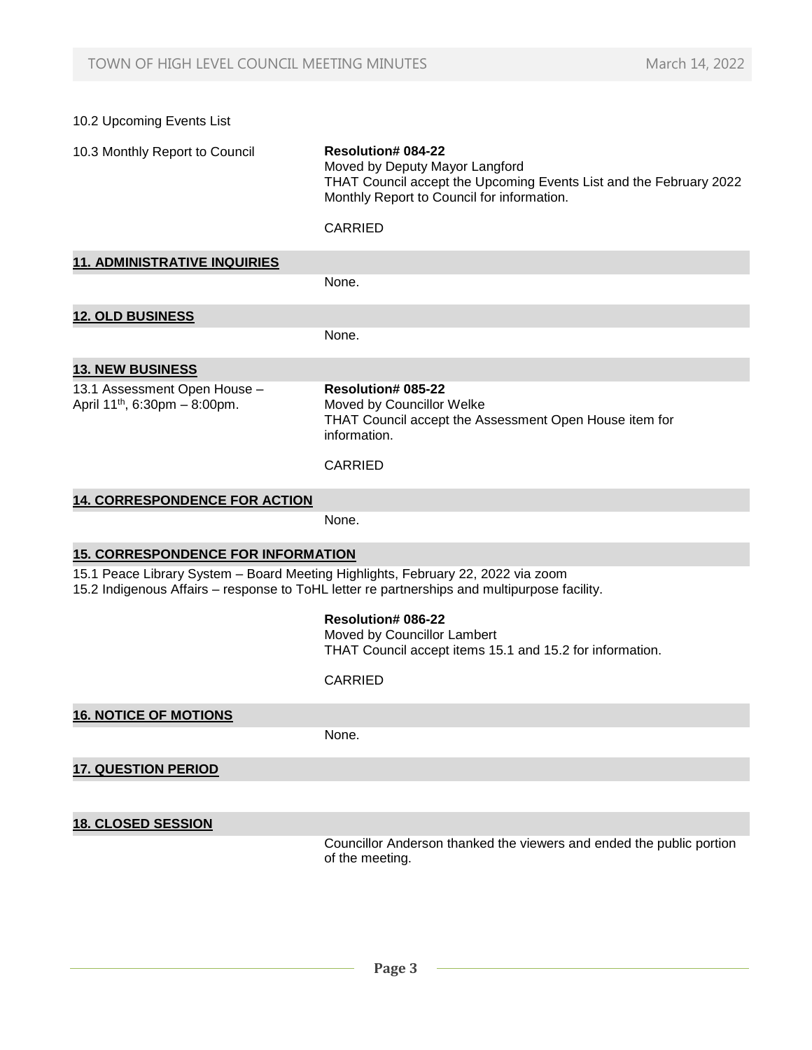10.2 Upcoming Events List

10.3 Monthly Report to Council

**Resolution# 084-22**
Moved by Deputy Mayor Langford
THAT Council accept the Upcoming Events List and the February 2022 Monthly Report to Council for information.

CARRIED

## 11. ADMINISTRATIVE INQUIRIES

None.

## 12. OLD BUSINESS

None.

## 13. NEW BUSINESS

13.1 Assessment Open House – April 11th, 6:30pm – 8:00pm.

**Resolution# 085-22**
Moved by Councillor Welke
THAT Council accept the Assessment Open House item for information.

CARRIED

## 14. CORRESPONDENCE FOR ACTION

None.

## 15. CORRESPONDENCE FOR INFORMATION

15.1 Peace Library System – Board Meeting Highlights, February 22, 2022 via zoom
15.2 Indigenous Affairs – response to ToHL letter re partnerships and multipurpose facility.

**Resolution# 086-22**
Moved by Councillor Lambert
THAT Council accept items 15.1 and 15.2 for information.

CARRIED

## 16. NOTICE OF MOTIONS

None.

## 17. QUESTION PERIOD

## 18. CLOSED SESSION

Councillor Anderson thanked the viewers and ended the public portion of the meeting.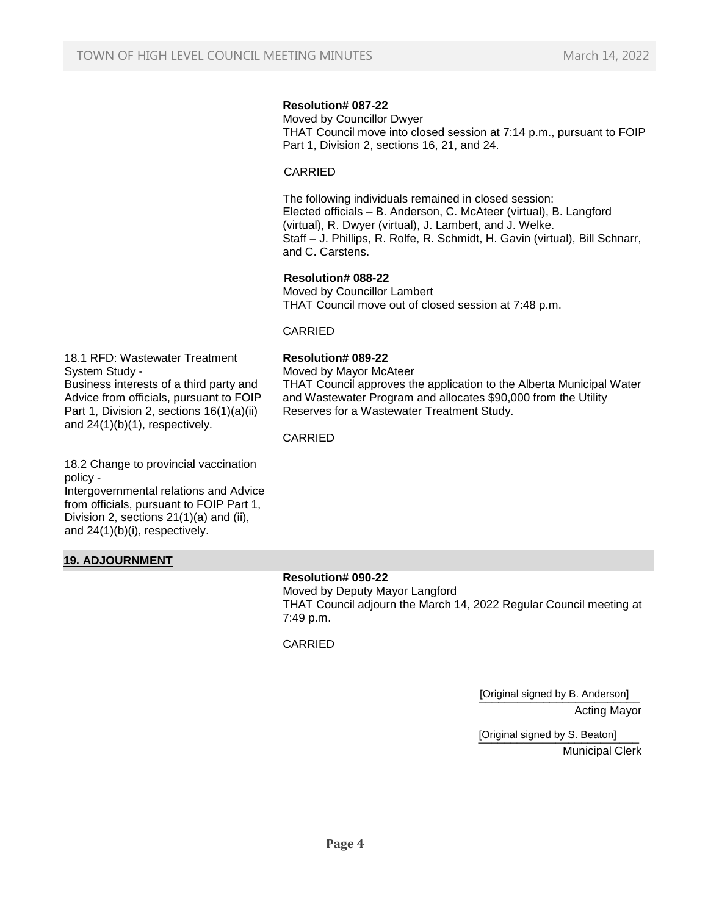**Resolution# 087-22**
Moved by Councillor Dwyer
THAT Council move into closed session at 7:14 p.m., pursuant to FOIP Part 1, Division 2, sections 16, 21, and 24.

CARRIED

The following individuals remained in closed session:
Elected officials – B. Anderson, C. McAteer (virtual), B. Langford (virtual), R. Dwyer (virtual), J. Lambert, and J. Welke.
Staff – J. Phillips, R. Rolfe, R. Schmidt, H. Gavin (virtual), Bill Schnarr, and C. Carstens.

**Resolution# 088-22**
Moved by Councillor Lambert
THAT Council move out of closed session at 7:48 p.m.

CARRIED

18.1 RFD: Wastewater Treatment System Study -
Business interests of a third party and Advice from officials, pursuant to FOIP Part 1, Division 2, sections 16(1)(a)(ii) and 24(1)(b)(1), respectively.

**Resolution# 089-22**
Moved by Mayor McAteer
THAT Council approves the application to the Alberta Municipal Water and Wastewater Program and allocates $90,000 from the Utility Reserves for a Wastewater Treatment Study.

CARRIED

18.2 Change to provincial vaccination policy -
Intergovernmental relations and Advice from officials, pursuant to FOIP Part 1, Division 2, sections 21(1)(a) and (ii), and 24(1)(b)(i), respectively.

## 19. ADJOURNMENT

**Resolution# 090-22**
Moved by Deputy Mayor Langford
THAT Council adjourn the March 14, 2022 Regular Council meeting at 7:49 p.m.

CARRIED

[Original signed by B. Anderson]
Acting Mayor

[Original signed by S. Beaton]
Municipal Clerk